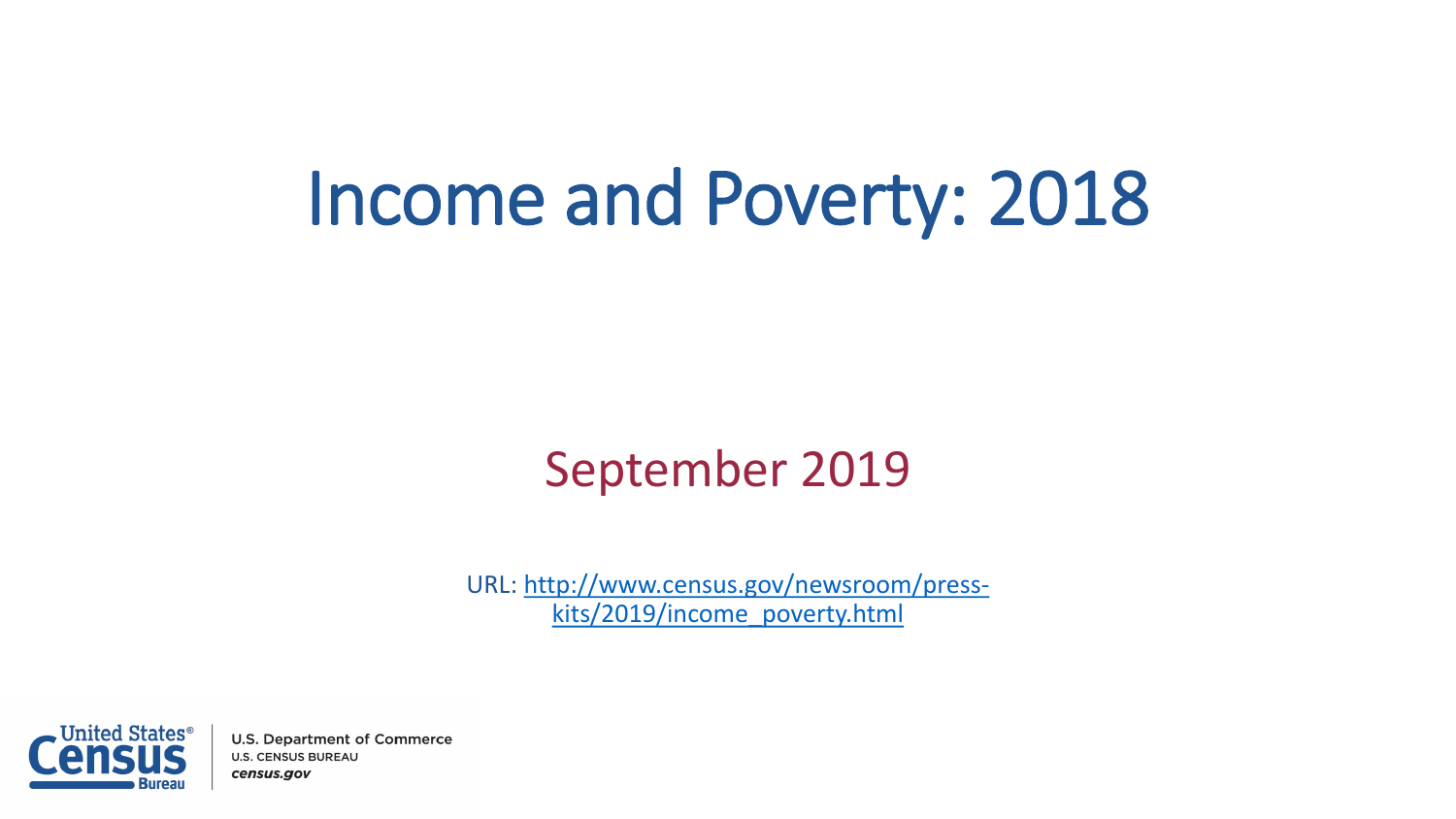# Income and Poverty: 2018

September 2019

URL: [http://www.census.gov/newsroom/press-kits/2019/income_poverty.html](http://www.census.gov/newsroom/press-kits/2019/income_poverty.html)

United States Census Bureau

U.S. Department of Commerce
U.S. CENSUS BUREAU
*census.gov*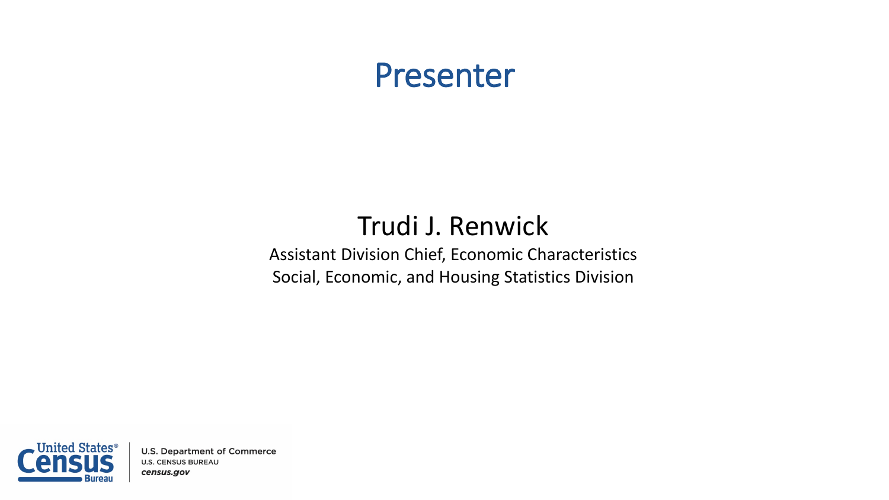# Presenter

Trudi J. Renwick

Assistant Division Chief, Economic Characteristics

Social, Economic, and Housing Statistics Division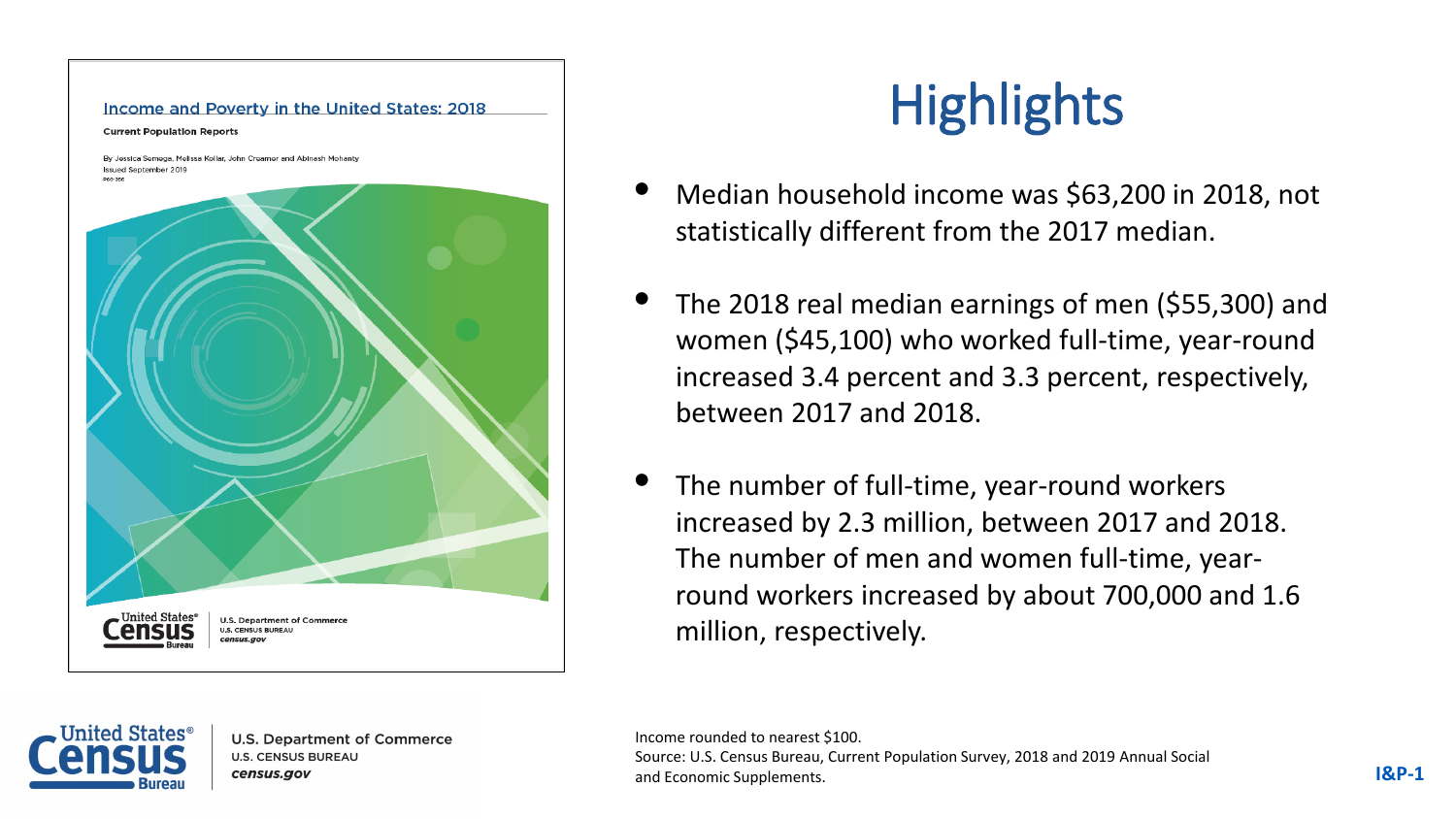# Highlights

- Median household income was $63,200 in 2018, not statistically different from the 2017 median.
- The 2018 real median earnings of men ($55,300) and women ($45,100) who worked full-time, year-round increased 3.4 percent and 3.3 percent, respectively, between 2017 and 2018.
- The number of full-time, year-round workers increased by 2.3 million, between 2017 and 2018. The number of men and women full-time, year-round workers increased by about 700,000 and 1.6 million, respectively.

Income rounded to nearest $100.
Source: U.S. Census Bureau, Current Population Survey, 2018 and 2019 Annual Social and Economic Supplements.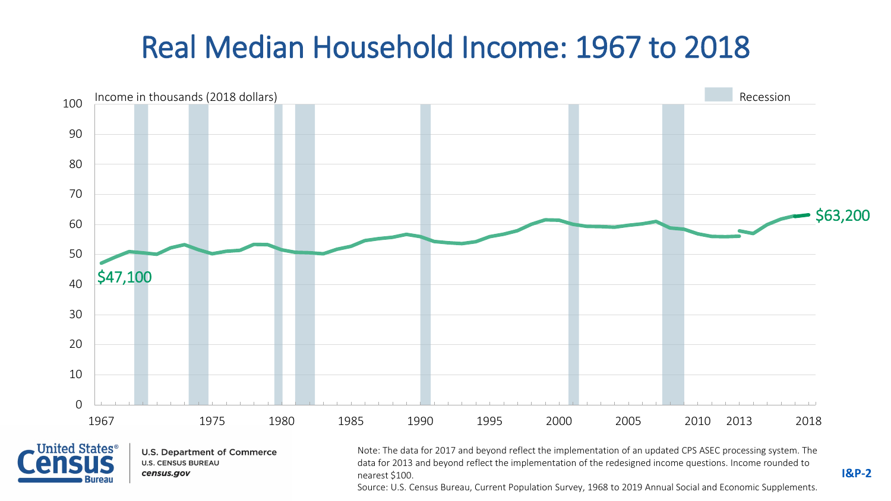# Real Median Household Income: 1967 to 2018

Income in thousands (2018 dollars)

Recession

$47,100

$63,200

Note: The data for 2017 and beyond reflect the implementation of an updated CPS ASEC processing system. The data for 2013 and beyond reflect the implementation of the redesigned income questions. Income rounded to nearest $100.

Source: U.S. Census Bureau, Current Population Survey, 1968 to 2019 Annual Social and Economic Supplements.

United States Census Bureau

U.S. Department of Commerce
U.S. CENSUS BUREAU
*census.gov*

**I&P-2**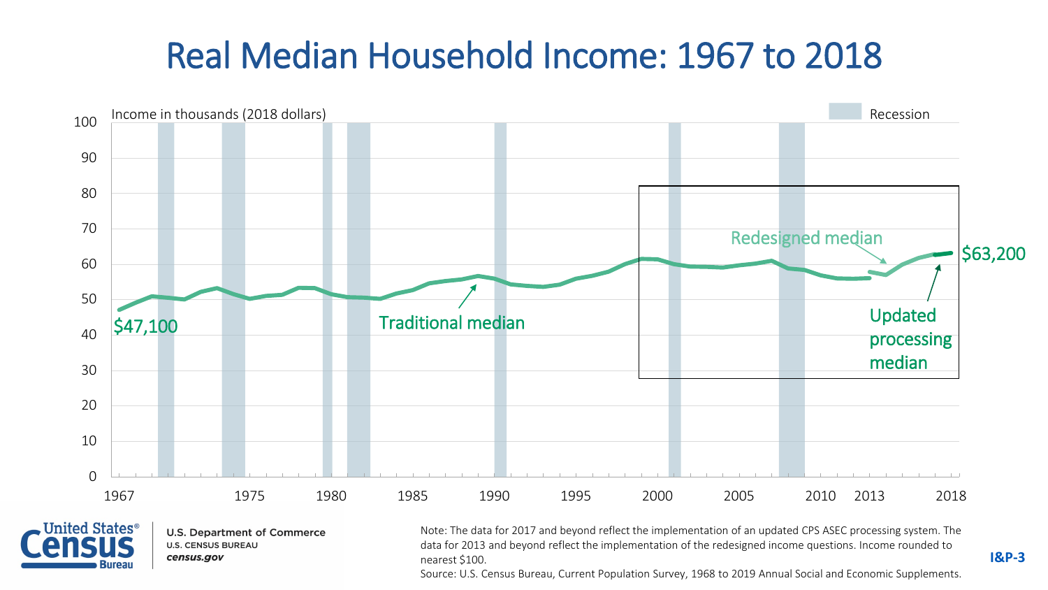# Real Median Household Income: 1967 to 2018

Income in thousands (2018 dollars)

Recession

$47,100

Traditional median

Redesigned median

$63,200

Updated processing median

Note: The data for 2017 and beyond reflect the implementation of an updated CPS ASEC processing system. The data for 2013 and beyond reflect the implementation of the redesigned income questions. Income rounded to nearest $100.

Source: U.S. Census Bureau, Current Population Survey, 1968 to 2019 Annual Social and Economic Supplements.

United States® Census Bureau

U.S. Department of Commerce
U.S. CENSUS BUREAU
*census.gov*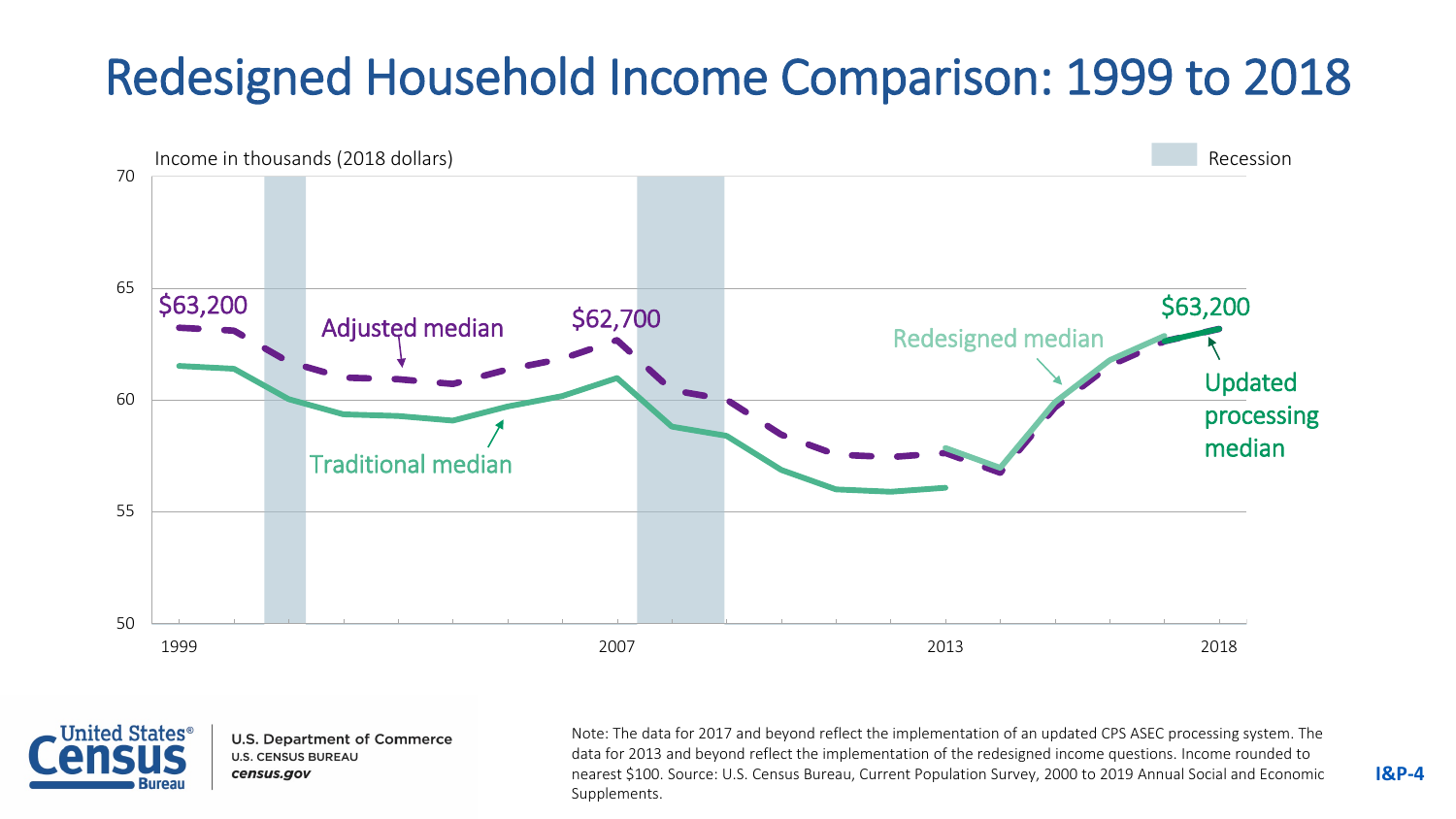# Redesigned Household Income Comparison: 1999 to 2018

Income in thousands (2018 dollars)

Recession

$63,200

Adjusted median

$62,700

Redesigned median

$63,200

Traditional median

Updated processing median

1999 2007 2013 2018

Note: The data for 2017 and beyond reflect the implementation of an updated CPS ASEC processing system. The data for 2013 and beyond reflect the implementation of the redesigned income questions. Income rounded to nearest $100. Source: U.S. Census Bureau, Current Population Survey, 2000 to 2019 Annual Social and Economic Supplements.

I&P-4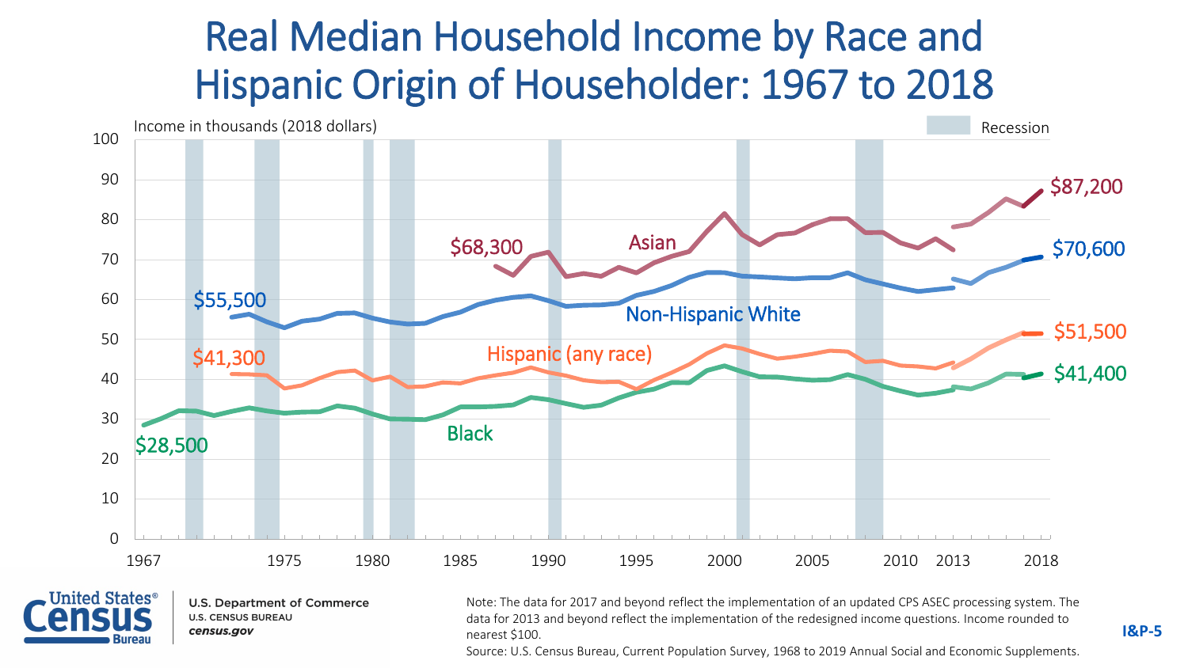# Real Median Household Income by Race and Hispanic Origin of Householder: 1967 to 2018

Income in thousands (2018 dollars)

Recession

| | Starting value | 2018 value |
|---|---|---|
| Asian | $68,300 | $87,200 |
| Non-Hispanic White | $55,500 | $70,600 |
| Hispanic (any race) | $41,300 | $51,500 |
| Black | $28,500 | $41,400 |

Note: The data for 2017 and beyond reflect the implementation of an updated CPS ASEC processing system. The data for 2013 and beyond reflect the implementation of the redesigned income questions. Income rounded to nearest $100.

Source: U.S. Census Bureau, Current Population Survey, 1968 to 2019 Annual Social and Economic Supplements.

United States Census Bureau

U.S. Department of Commerce
U.S. CENSUS BUREAU
*census.gov*

I&P-5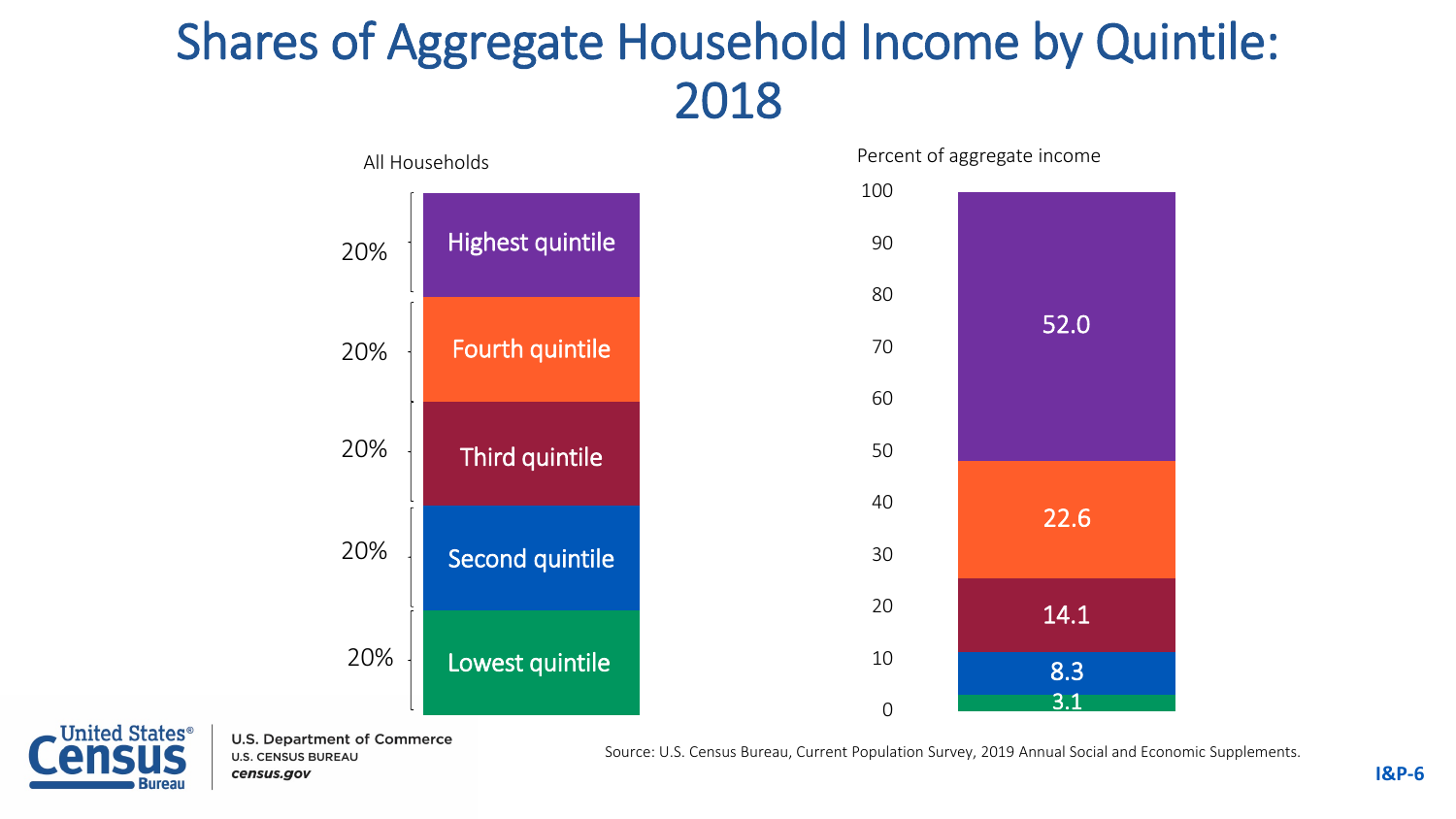# Shares of Aggregate Household Income by Quintile: 2018

All Households

| Share of households | Quintile |
|---|---|
| 20% | Highest quintile |
| 20% | Fourth quintile |
| 20% | Third quintile |
| 20% | Second quintile |
| 20% | Lowest quintile |

Percent of aggregate income

| Quintile | Percent of aggregate income |
|---|---|
| Highest quintile | 52.0 |
| Fourth quintile | 22.6 |
| Third quintile | 14.1 |
| Second quintile | 8.3 |
| Lowest quintile | 3.1 |

Source: U.S. Census Bureau, Current Population Survey, 2019 Annual Social and Economic Supplements.

I&P-6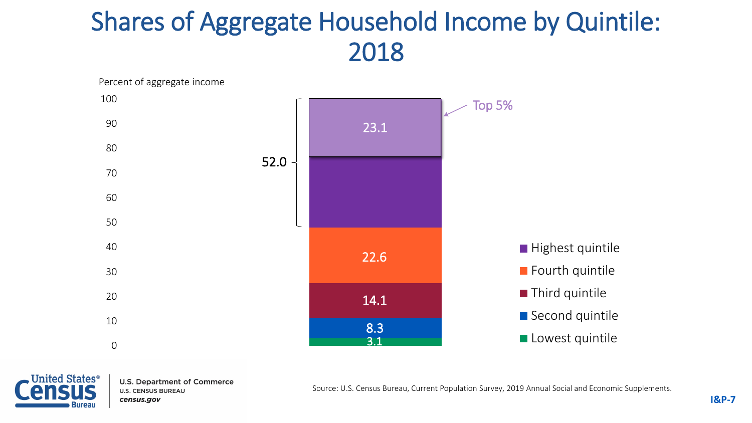# Shares of Aggregate Household Income by Quintile: 2018

Percent of aggregate income

| Quintile | Percent |
| --- | --- |
| Highest quintile | 52.0 |
| Top 5% | 23.1 |
| Fourth quintile | 22.6 |
| Third quintile | 14.1 |
| Second quintile | 8.3 |
| Lowest quintile | 3.1 |

Source: U.S. Census Bureau, Current Population Survey, 2019 Annual Social and Economic Supplements.

I&P-7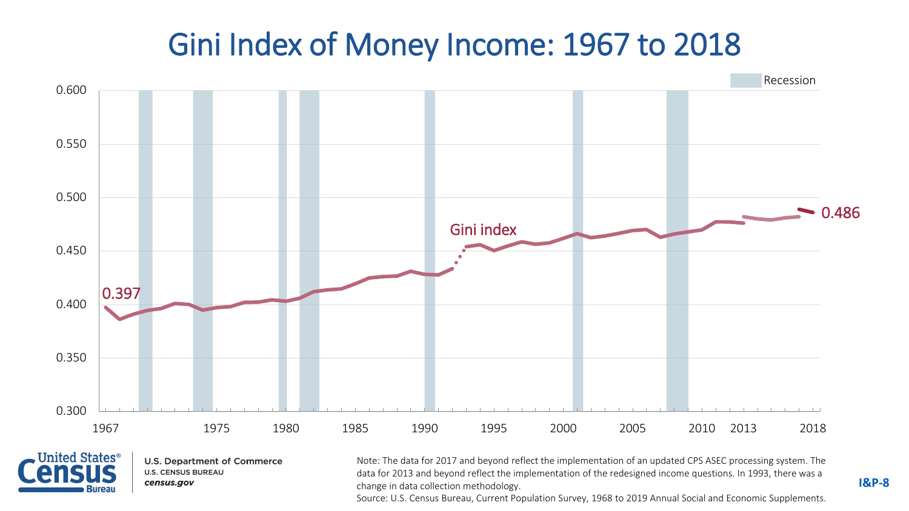# Gini Index of Money Income: 1967 to 2018

Note: The data for 2017 and beyond reflect the implementation of an updated CPS ASEC processing system. The data for 2013 and beyond reflect the implementation of the redesigned income questions. In 1993, there was a change in data collection methodology.

Source: U.S. Census Bureau, Current Population Survey, 1968 to 2019 Annual Social and Economic Supplements.

U.S. Department of Commerce
U.S. CENSUS BUREAU
census.gov

I&P-8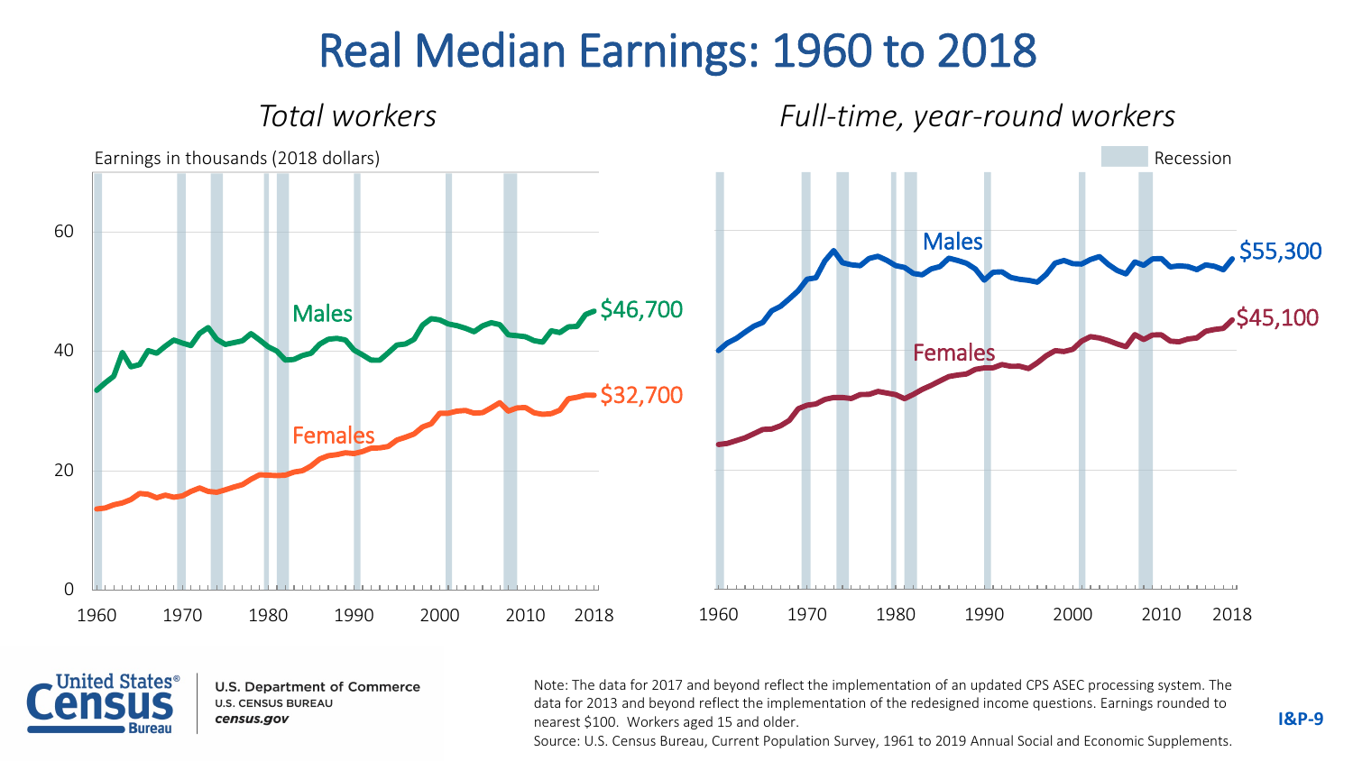# Real Median Earnings: 1960 to 2018

*Total workers*

Earnings in thousands (2018 dollars)

Males $46,700

Females $32,700

*Full-time, year-round workers*

Recession

Males $55,300

Females $45,100

Note: The data for 2017 and beyond reflect the implementation of an updated CPS ASEC processing system. The data for 2013 and beyond reflect the implementation of the redesigned income questions. Earnings rounded to nearest $100. Workers aged 15 and older.

Source: U.S. Census Bureau, Current Population Survey, 1961 to 2019 Annual Social and Economic Supplements.

I&P-9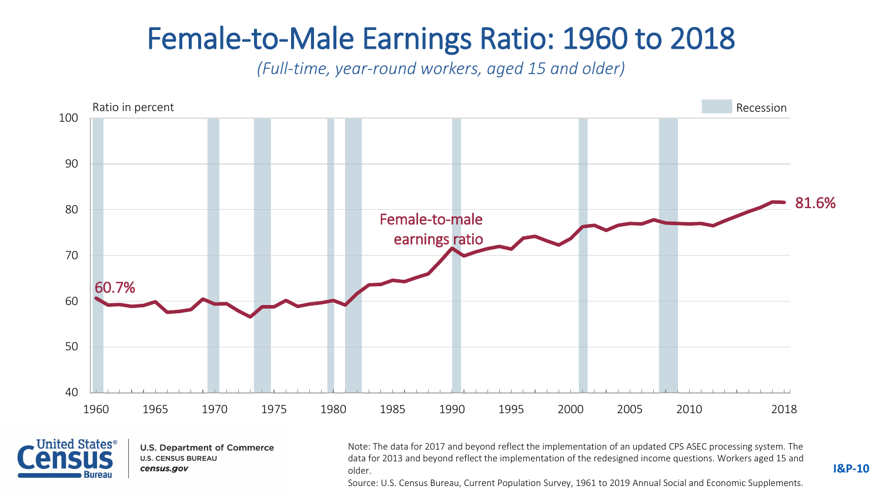# Female-to-Male Earnings Ratio: 1960 to 2018

*(Full-time, year-round workers, aged 15 and older)*

Ratio in percent

Recession

Female-to-male earnings ratio

60.7%

81.6%

100
90
80
70
60
50
40

1960 1965 1970 1975 1980 1985 1990 1995 2000 2005 2010 2018

Note: The data for 2017 and beyond reflect the implementation of an updated CPS ASEC processing system. The data for 2013 and beyond reflect the implementation of the redesigned income questions. Workers aged 15 and older.

Source: U.S. Census Bureau, Current Population Survey, 1961 to 2019 Annual Social and Economic Supplements.

U.S. Department of Commerce
U.S. CENSUS BUREAU
*census.gov*

**I&P-10**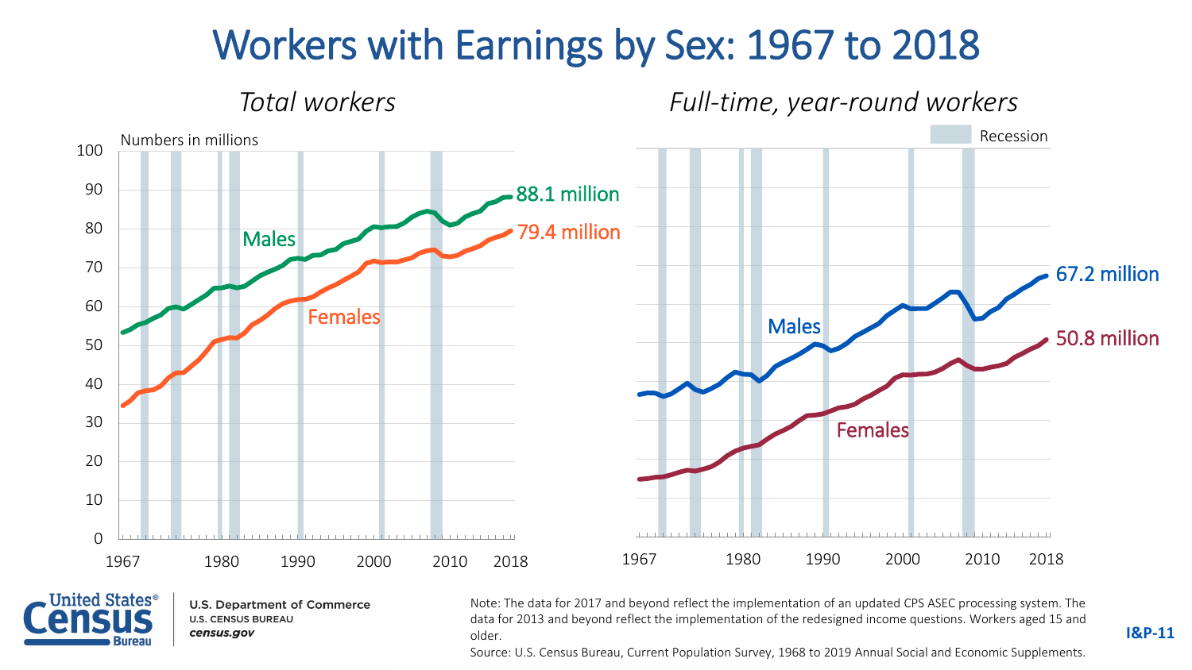# Workers with Earnings by Sex: 1967 to 2018

*Total workers*

Numbers in millions

Males — 88.1 million

Females — 79.4 million

*Full-time, year-round workers*

Recession

Males — 67.2 million

Females — 50.8 million

Note: The data for 2017 and beyond reflect the implementation of an updated CPS ASEC processing system. The data for 2013 and beyond reflect the implementation of the redesigned income questions. Workers aged 15 and older.

Source: U.S. Census Bureau, Current Population Survey, 1968 to 2019 Annual Social and Economic Supplements.

U.S. Department of Commerce
U.S. CENSUS BUREAU
census.gov

I&P-11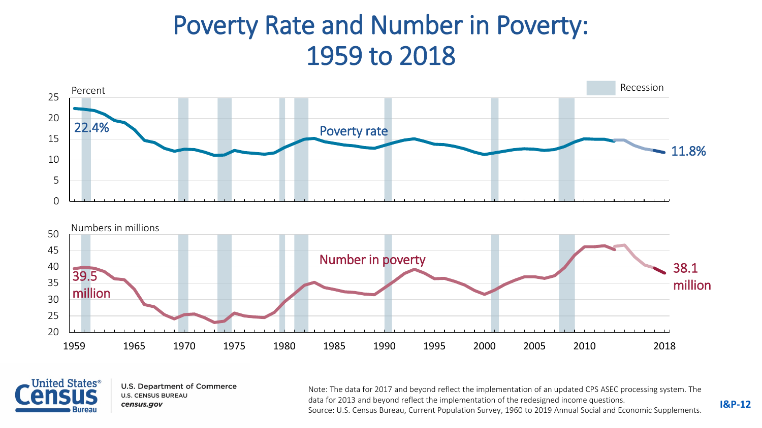# Poverty Rate and Number in Poverty: 1959 to 2018

Percent

Recession

22.4%

Poverty rate

11.8%

Numbers in millions

39.5 million

Number in poverty

38.1 million

1959 1965 1970 1975 1980 1985 1990 1995 2000 2005 2010 2018

Note: The data for 2017 and beyond reflect the implementation of an updated CPS ASEC processing system. The data for 2013 and beyond reflect the implementation of the redesigned income questions.
Source: U.S. Census Bureau, Current Population Survey, 1960 to 2019 Annual Social and Economic Supplements.

U.S. Department of Commerce
U.S. CENSUS BUREAU
*census.gov*

I&P-12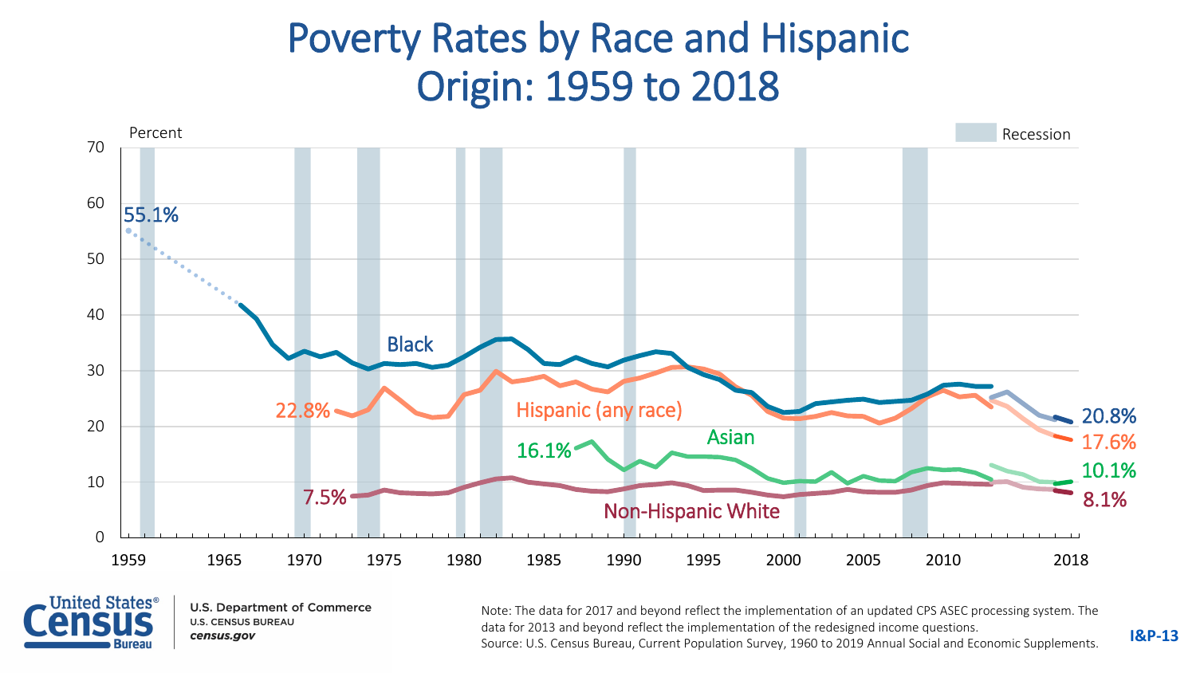# Poverty Rates by Race and Hispanic Origin: 1959 to 2018

Percent

Recession

55.1%

Black

22.8%

Hispanic (any race)

16.1%

Asian

7.5%

Non-Hispanic White

20.8%

17.6%

10.1%

8.1%

70, 60, 50, 40, 30, 20, 10, 0

1959, 1965, 1970, 1975, 1980, 1985, 1990, 1995, 2000, 2005, 2010, 2018

United States® Census Bureau

U.S. Department of Commerce
U.S. CENSUS BUREAU
*census.gov*

Note: The data for 2017 and beyond reflect the implementation of an updated CPS ASEC processing system. The data for 2013 and beyond reflect the implementation of the redesigned income questions.
Source: U.S. Census Bureau, Current Population Survey, 1960 to 2019 Annual Social and Economic Supplements.

I&P-13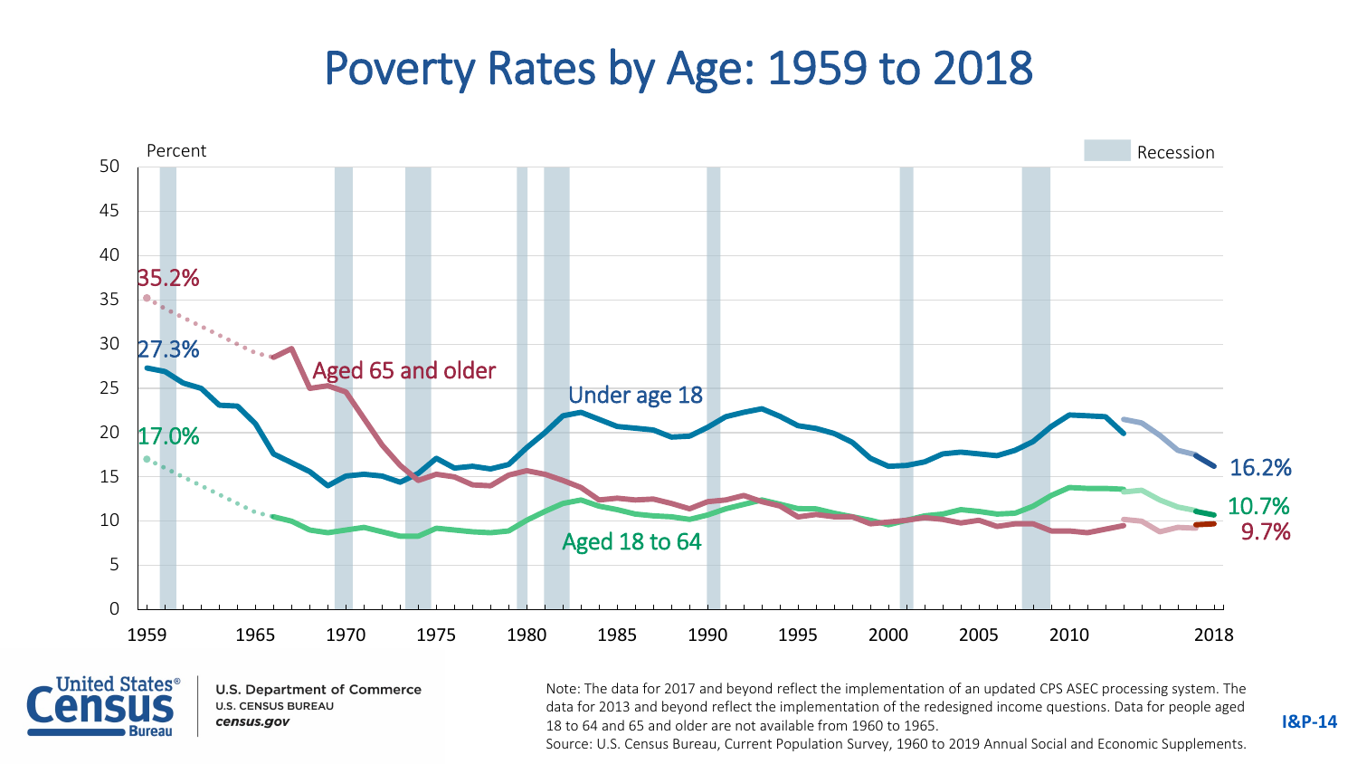# Poverty Rates by Age: 1959 to 2018

Percent

Recession

- Aged 65 and older: 35.2% (1959), 9.7% (2018)
- Under age 18: 27.3% (1959), 16.2% (2018)
- Aged 18 to 64: 17.0% (1959), 10.7% (2018)

U.S. Department of Commerce
U.S. CENSUS BUREAU
*census.gov*

Note: The data for 2017 and beyond reflect the implementation of an updated CPS ASEC processing system. The data for 2013 and beyond reflect the implementation of the redesigned income questions. Data for people aged 18 to 64 and 65 and older are not available from 1960 to 1965.
Source: U.S. Census Bureau, Current Population Survey, 1960 to 2019 Annual Social and Economic Supplements.

I&P-14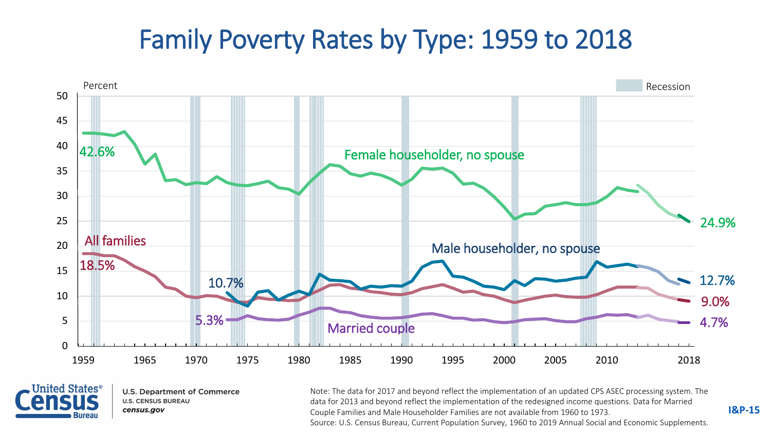# Family Poverty Rates by Type: 1959 to 2018

Percent

Recession

Female householder, no spouse: 42.6% (1959), 24.9% (2018)

All families: 18.5% (1959), 9.0% (2018)

Male householder, no spouse: 10.7% (1973), 12.7% (2018)

Married couple: 5.3% (1973), 4.7% (2018)

Note: The data for 2017 and beyond reflect the implementation of an updated CPS ASEC processing system. The data for 2013 and beyond reflect the implementation of the redesigned income questions. Data for Married Couple Families and Male Householder Families are not available from 1960 to 1973.

Source: U.S. Census Bureau, Current Population Survey, 1960 to 2019 Annual Social and Economic Supplements.

U.S. Department of Commerce
U.S. CENSUS BUREAU
*census.gov*

I&P-15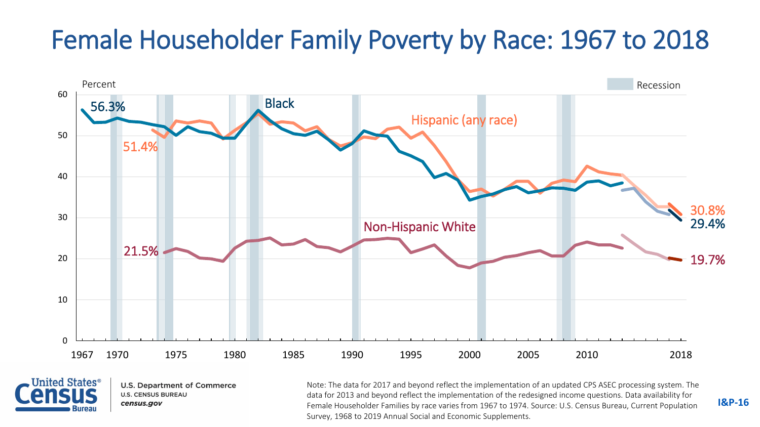# Female Householder Family Poverty by Race: 1967 to 2018

Percent

Recession

Black

56.3%

Hispanic (any race)

51.4%

Non-Hispanic White

21.5%

30.8%

29.4%

19.7%

60
50
40
30
20
10
0

1967 1970 1975 1980 1985 1990 1995 2000 2005 2010 2018

U.S. Department of Commerce
U.S. CENSUS BUREAU
*census.gov*

Note: The data for 2017 and beyond reflect the implementation of an updated CPS ASEC processing system. The data for 2013 and beyond reflect the implementation of the redesigned income questions. Data availability for Female Householder Families by race varies from 1967 to 1974. Source: U.S. Census Bureau, Current Population Survey, 1968 to 2019 Annual Social and Economic Supplements.

I&P-16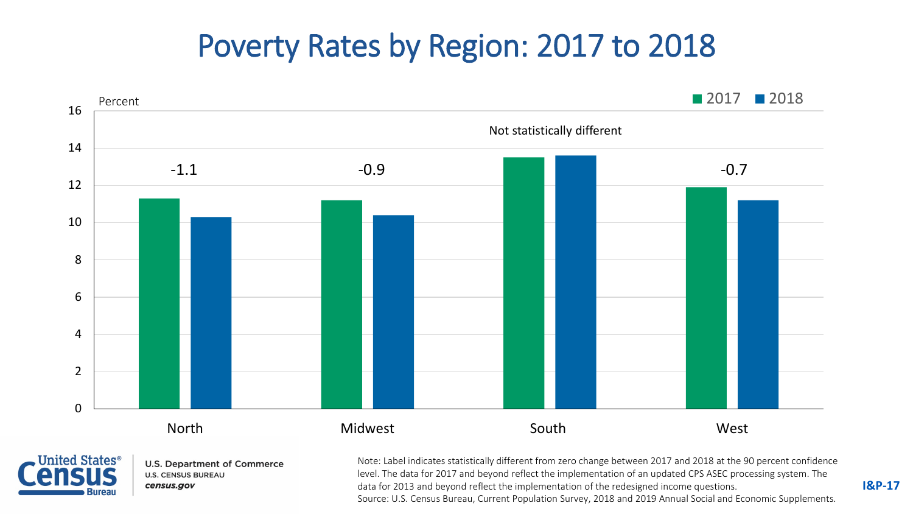# Poverty Rates by Region: 2017 to 2018

Percent

| Region | 2017 | 2018 | Change |
|---|---|---|---|
| North | | | -1.1 |
| Midwest | | | -0.9 |
| South | | | Not statistically different |
| West | | | -0.7 |

Note: Label indicates statistically different from zero change between 2017 and 2018 at the 90 percent confidence level. The data for 2017 and beyond reflect the implementation of an updated CPS ASEC processing system. The data for 2013 and beyond reflect the implementation of the redesigned income questions.

Source: U.S. Census Bureau, Current Population Survey, 2018 and 2019 Annual Social and Economic Supplements.

U.S. Department of Commerce
U.S. CENSUS BUREAU
*census.gov*

I&P-17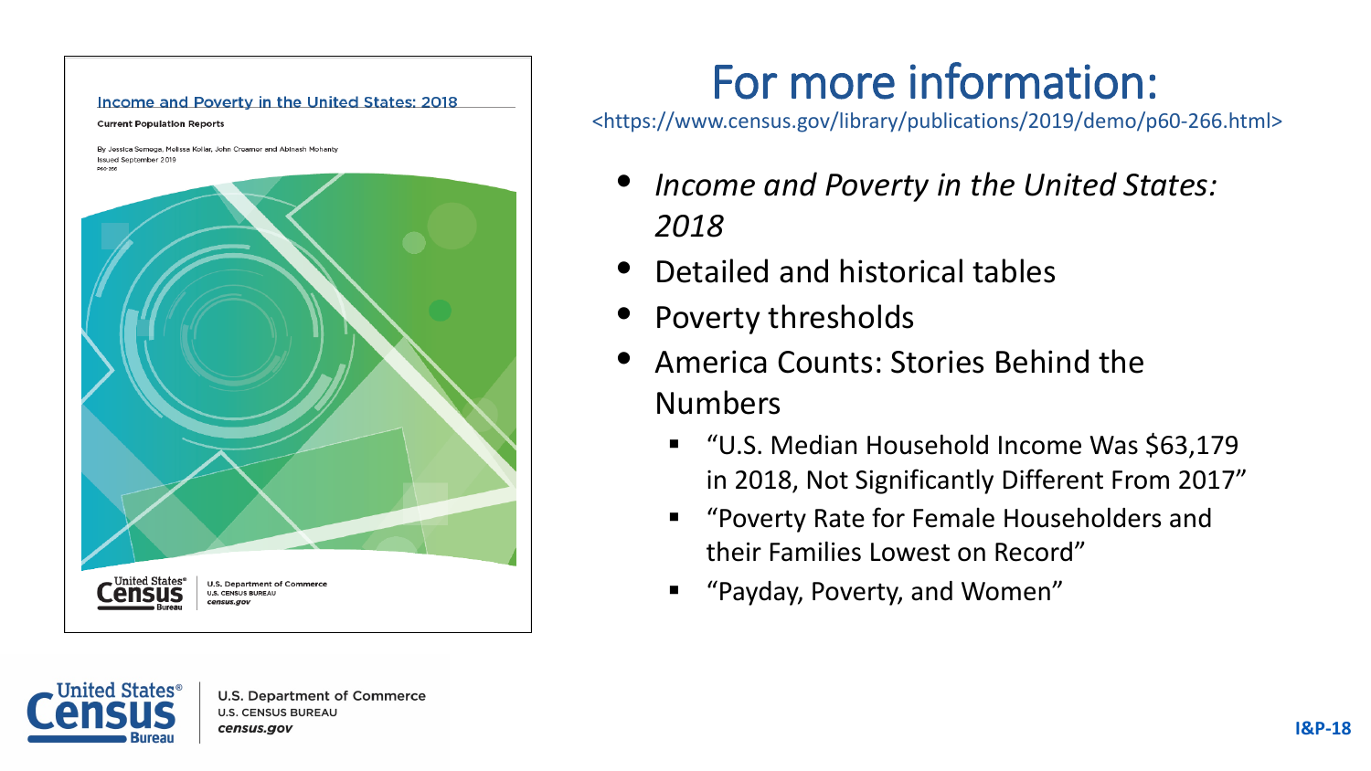# For more information:

<https://www.census.gov/library/publications/2019/demo/p60-266.html>

- *Income and Poverty in the United States: 2018*
- Detailed and historical tables
- Poverty thresholds
- America Counts: Stories Behind the Numbers
  - "U.S. Median Household Income Was $63,179 in 2018, Not Significantly Different From 2017"
  - "Poverty Rate for Female Householders and their Families Lowest on Record"
  - "Payday, Poverty, and Women"